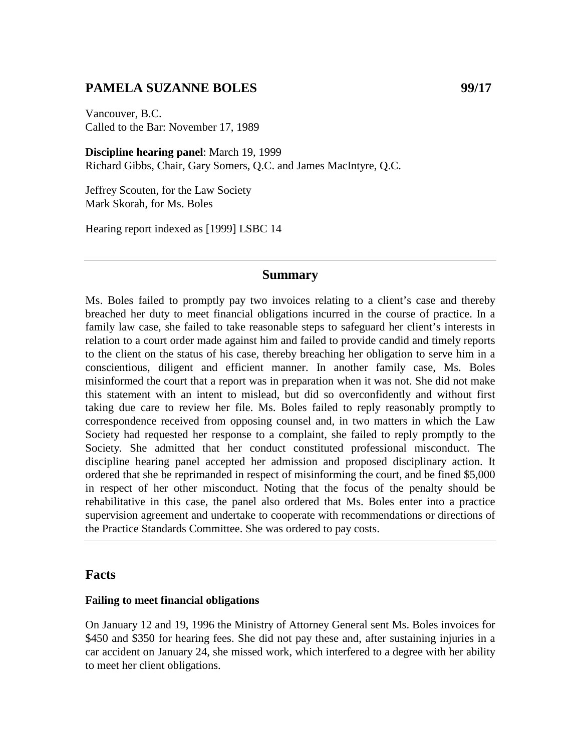# PAMELA SUZANNE BOLES 99/17

Vancouver, B.C.
Called to the Bar: November 17, 1989

**Discipline hearing panel**: March 19, 1999
Richard Gibbs, Chair, Gary Somers, Q.C. and James MacIntyre, Q.C.

Jeffrey Scouten, for the Law Society
Mark Skorah, for Ms. Boles

Hearing report indexed as [1999] LSBC 14

---

## Summary

Ms. Boles failed to promptly pay two invoices relating to a client's case and thereby breached her duty to meet financial obligations incurred in the course of practice. In a family law case, she failed to take reasonable steps to safeguard her client's interests in relation to a court order made against him and failed to provide candid and timely reports to the client on the status of his case, thereby breaching her obligation to serve him in a conscientious, diligent and efficient manner. In another family case, Ms. Boles misinformed the court that a report was in preparation when it was not. She did not make this statement with an intent to mislead, but did so overconfidently and without first taking due care to review her file. Ms. Boles failed to reply reasonably promptly to correspondence received from opposing counsel and, in two matters in which the Law Society had requested her response to a complaint, she failed to reply promptly to the Society. She admitted that her conduct constituted professional misconduct. The discipline hearing panel accepted her admission and proposed disciplinary action. It ordered that she be reprimanded in respect of misinforming the court, and be fined $5,000 in respect of her other misconduct. Noting that the focus of the penalty should be rehabilitative in this case, the panel also ordered that Ms. Boles enter into a practice supervision agreement and undertake to cooperate with recommendations or directions of the Practice Standards Committee. She was ordered to pay costs.

---

## Facts

### Failing to meet financial obligations

On January 12 and 19, 1996 the Ministry of Attorney General sent Ms. Boles invoices for $450 and $350 for hearing fees. She did not pay these and, after sustaining injuries in a car accident on January 24, she missed work, which interfered to a degree with her ability to meet her client obligations.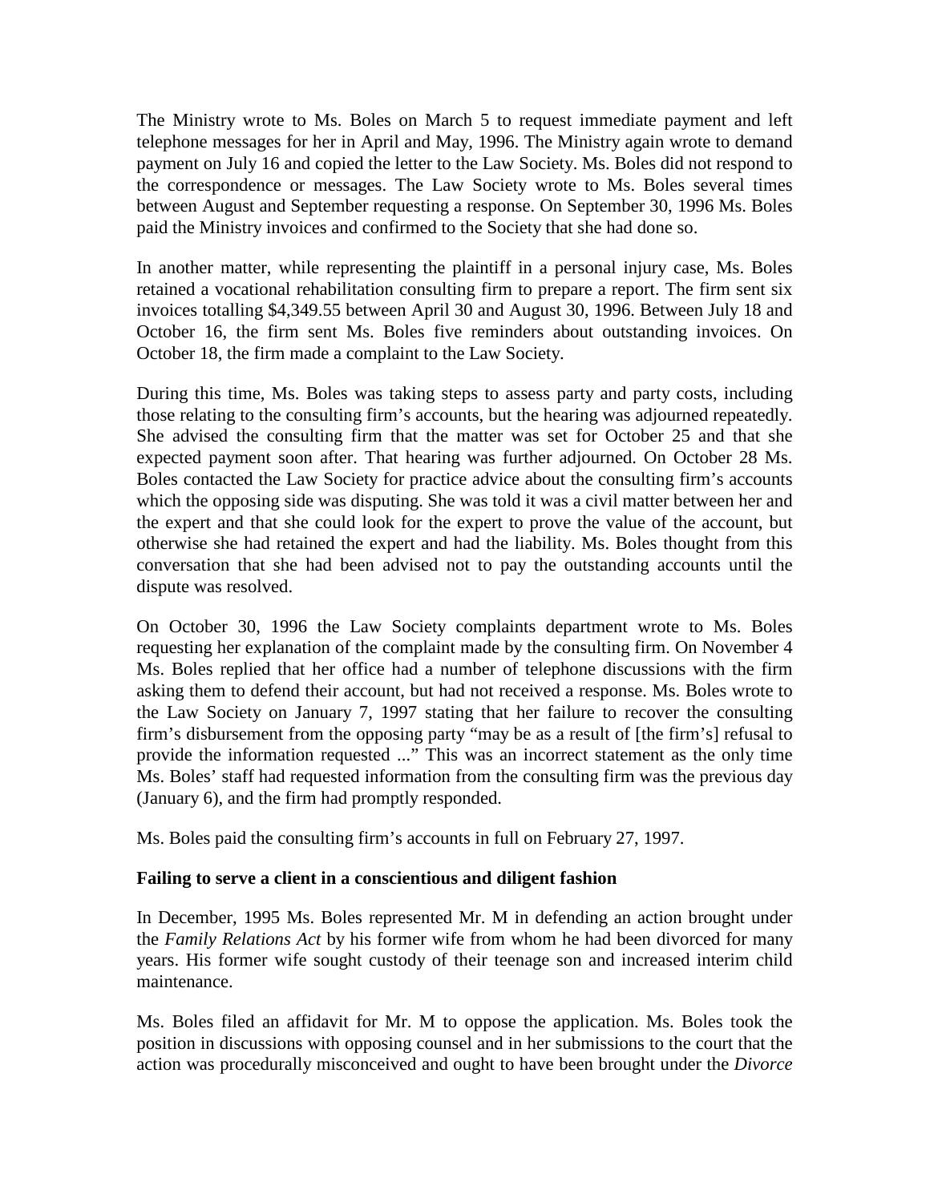The Ministry wrote to Ms. Boles on March 5 to request immediate payment and left telephone messages for her in April and May, 1996. The Ministry again wrote to demand payment on July 16 and copied the letter to the Law Society. Ms. Boles did not respond to the correspondence or messages. The Law Society wrote to Ms. Boles several times between August and September requesting a response. On September 30, 1996 Ms. Boles paid the Ministry invoices and confirmed to the Society that she had done so.

In another matter, while representing the plaintiff in a personal injury case, Ms. Boles retained a vocational rehabilitation consulting firm to prepare a report. The firm sent six invoices totalling $4,349.55 between April 30 and August 30, 1996. Between July 18 and October 16, the firm sent Ms. Boles five reminders about outstanding invoices. On October 18, the firm made a complaint to the Law Society.

During this time, Ms. Boles was taking steps to assess party and party costs, including those relating to the consulting firm's accounts, but the hearing was adjourned repeatedly. She advised the consulting firm that the matter was set for October 25 and that she expected payment soon after. That hearing was further adjourned. On October 28 Ms. Boles contacted the Law Society for practice advice about the consulting firm's accounts which the opposing side was disputing. She was told it was a civil matter between her and the expert and that she could look for the expert to prove the value of the account, but otherwise she had retained the expert and had the liability. Ms. Boles thought from this conversation that she had been advised not to pay the outstanding accounts until the dispute was resolved.

On October 30, 1996 the Law Society complaints department wrote to Ms. Boles requesting her explanation of the complaint made by the consulting firm. On November 4 Ms. Boles replied that her office had a number of telephone discussions with the firm asking them to defend their account, but had not received a response. Ms. Boles wrote to the Law Society on January 7, 1997 stating that her failure to recover the consulting firm's disbursement from the opposing party "may be as a result of [the firm's] refusal to provide the information requested ..." This was an incorrect statement as the only time Ms. Boles' staff had requested information from the consulting firm was the previous day (January 6), and the firm had promptly responded.

Ms. Boles paid the consulting firm's accounts in full on February 27, 1997.

**Failing to serve a client in a conscientious and diligent fashion**

In December, 1995 Ms. Boles represented Mr. M in defending an action brought under the *Family Relations Act* by his former wife from whom he had been divorced for many years. His former wife sought custody of their teenage son and increased interim child maintenance.

Ms. Boles filed an affidavit for Mr. M to oppose the application. Ms. Boles took the position in discussions with opposing counsel and in her submissions to the court that the action was procedurally misconceived and ought to have been brought under the *Divorce*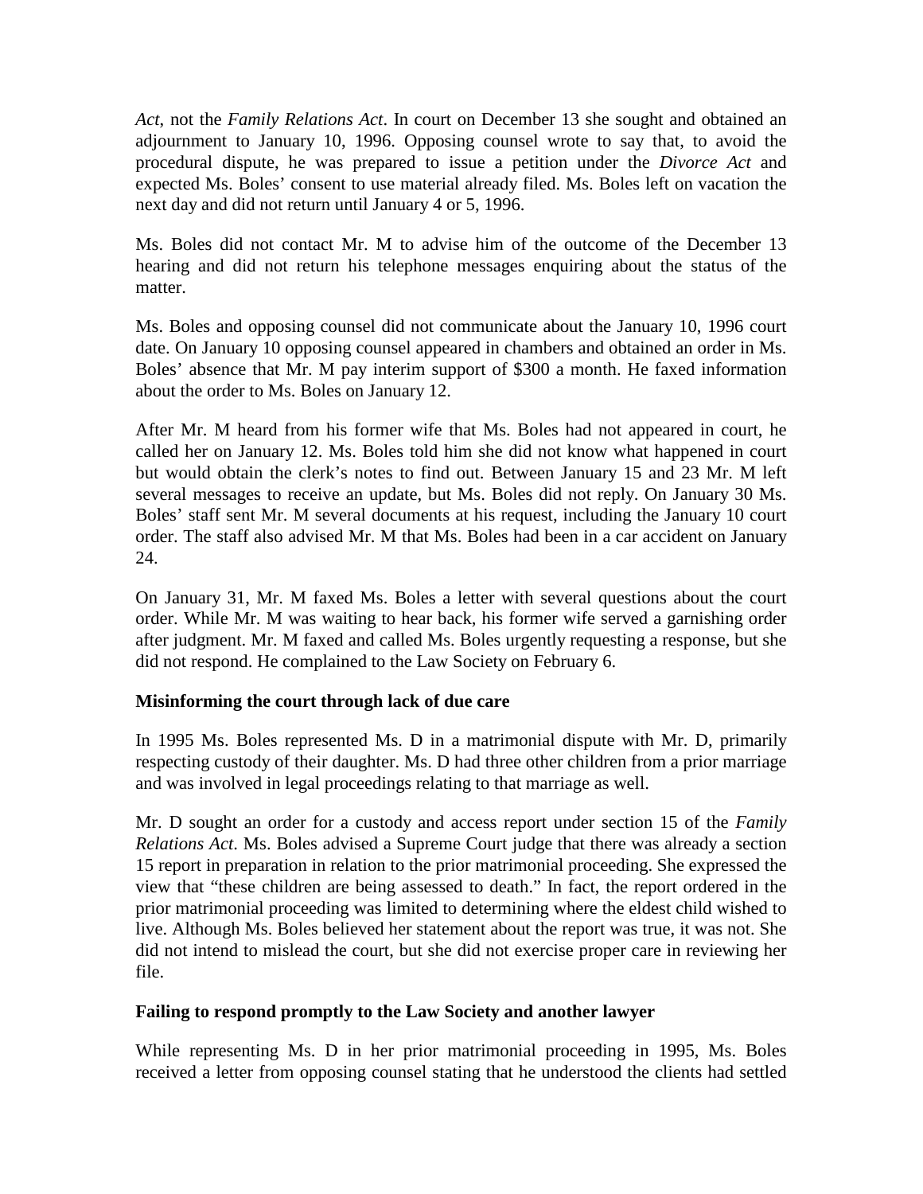*Act*, not the *Family Relations Act*. In court on December 13 she sought and obtained an adjournment to January 10, 1996. Opposing counsel wrote to say that, to avoid the procedural dispute, he was prepared to issue a petition under the *Divorce Act* and expected Ms. Boles' consent to use material already filed. Ms. Boles left on vacation the next day and did not return until January 4 or 5, 1996.

Ms. Boles did not contact Mr. M to advise him of the outcome of the December 13 hearing and did not return his telephone messages enquiring about the status of the matter.

Ms. Boles and opposing counsel did not communicate about the January 10, 1996 court date. On January 10 opposing counsel appeared in chambers and obtained an order in Ms. Boles' absence that Mr. M pay interim support of $300 a month. He faxed information about the order to Ms. Boles on January 12.

After Mr. M heard from his former wife that Ms. Boles had not appeared in court, he called her on January 12. Ms. Boles told him she did not know what happened in court but would obtain the clerk's notes to find out. Between January 15 and 23 Mr. M left several messages to receive an update, but Ms. Boles did not reply. On January 30 Ms. Boles' staff sent Mr. M several documents at his request, including the January 10 court order. The staff also advised Mr. M that Ms. Boles had been in a car accident on January 24.

On January 31, Mr. M faxed Ms. Boles a letter with several questions about the court order. While Mr. M was waiting to hear back, his former wife served a garnishing order after judgment. Mr. M faxed and called Ms. Boles urgently requesting a response, but she did not respond. He complained to the Law Society on February 6.

**Misinforming the court through lack of due care**

In 1995 Ms. Boles represented Ms. D in a matrimonial dispute with Mr. D, primarily respecting custody of their daughter. Ms. D had three other children from a prior marriage and was involved in legal proceedings relating to that marriage as well.

Mr. D sought an order for a custody and access report under section 15 of the *Family Relations Act*. Ms. Boles advised a Supreme Court judge that there was already a section 15 report in preparation in relation to the prior matrimonial proceeding. She expressed the view that "these children are being assessed to death." In fact, the report ordered in the prior matrimonial proceeding was limited to determining where the eldest child wished to live. Although Ms. Boles believed her statement about the report was true, it was not. She did not intend to mislead the court, but she did not exercise proper care in reviewing her file.

**Failing to respond promptly to the Law Society and another lawyer**

While representing Ms. D in her prior matrimonial proceeding in 1995, Ms. Boles received a letter from opposing counsel stating that he understood the clients had settled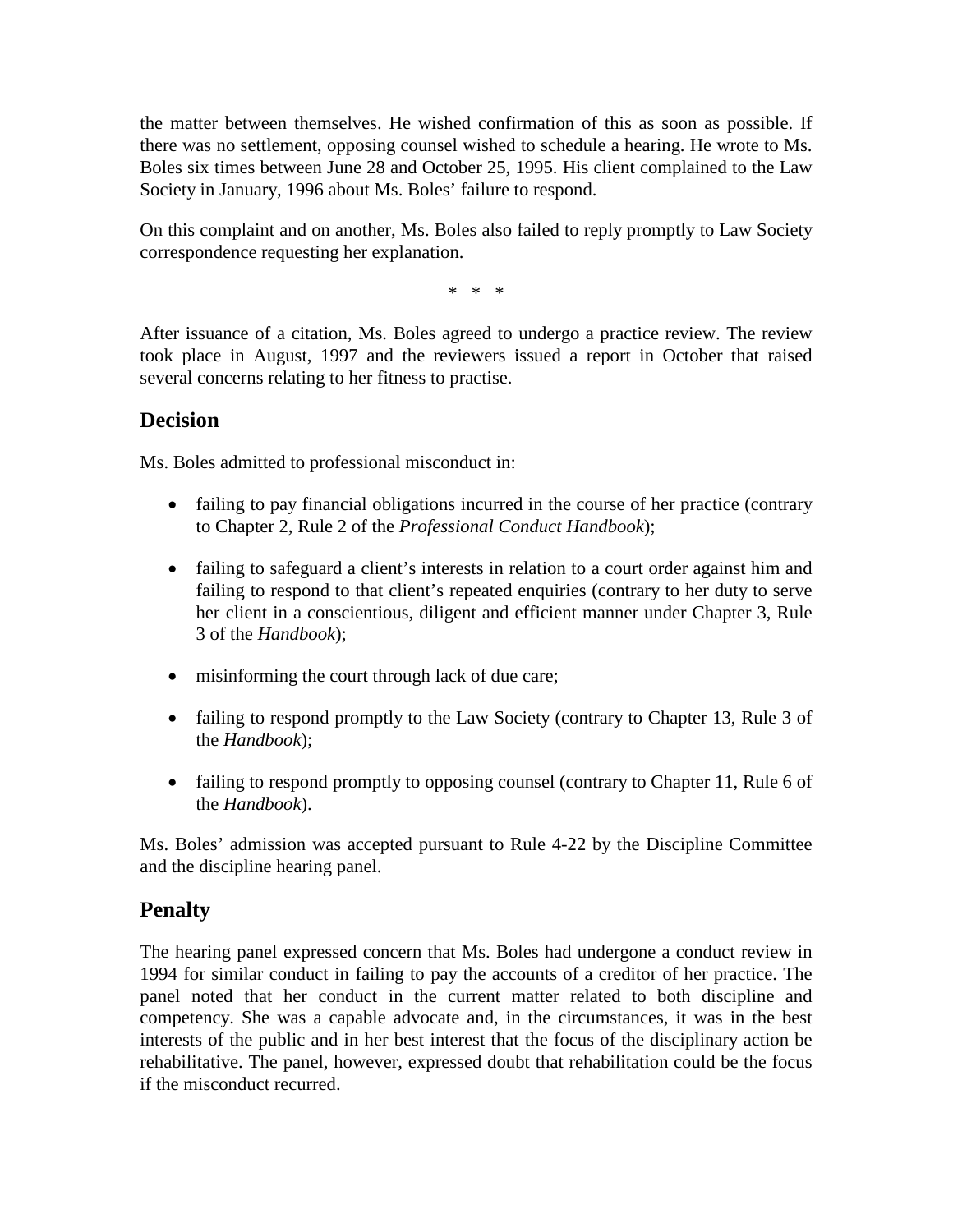the matter between themselves. He wished confirmation of this as soon as possible. If there was no settlement, opposing counsel wished to schedule a hearing. He wrote to Ms. Boles six times between June 28 and October 25, 1995. His client complained to the Law Society in January, 1996 about Ms. Boles' failure to respond.

On this complaint and on another, Ms. Boles also failed to reply promptly to Law Society correspondence requesting her explanation.

\* \* \*

After issuance of a citation, Ms. Boles agreed to undergo a practice review. The review took place in August, 1997 and the reviewers issued a report in October that raised several concerns relating to her fitness to practise.

## Decision

Ms. Boles admitted to professional misconduct in:

- failing to pay financial obligations incurred in the course of her practice (contrary to Chapter 2, Rule 2 of the *Professional Conduct Handbook*);
- failing to safeguard a client's interests in relation to a court order against him and failing to respond to that client's repeated enquiries (contrary to her duty to serve her client in a conscientious, diligent and efficient manner under Chapter 3, Rule 3 of the *Handbook*);
- misinforming the court through lack of due care;
- failing to respond promptly to the Law Society (contrary to Chapter 13, Rule 3 of the *Handbook*);
- failing to respond promptly to opposing counsel (contrary to Chapter 11, Rule 6 of the *Handbook*).

Ms. Boles' admission was accepted pursuant to Rule 4-22 by the Discipline Committee and the discipline hearing panel.

## Penalty

The hearing panel expressed concern that Ms. Boles had undergone a conduct review in 1994 for similar conduct in failing to pay the accounts of a creditor of her practice. The panel noted that her conduct in the current matter related to both discipline and competency. She was a capable advocate and, in the circumstances, it was in the best interests of the public and in her best interest that the focus of the disciplinary action be rehabilitative. The panel, however, expressed doubt that rehabilitation could be the focus if the misconduct recurred.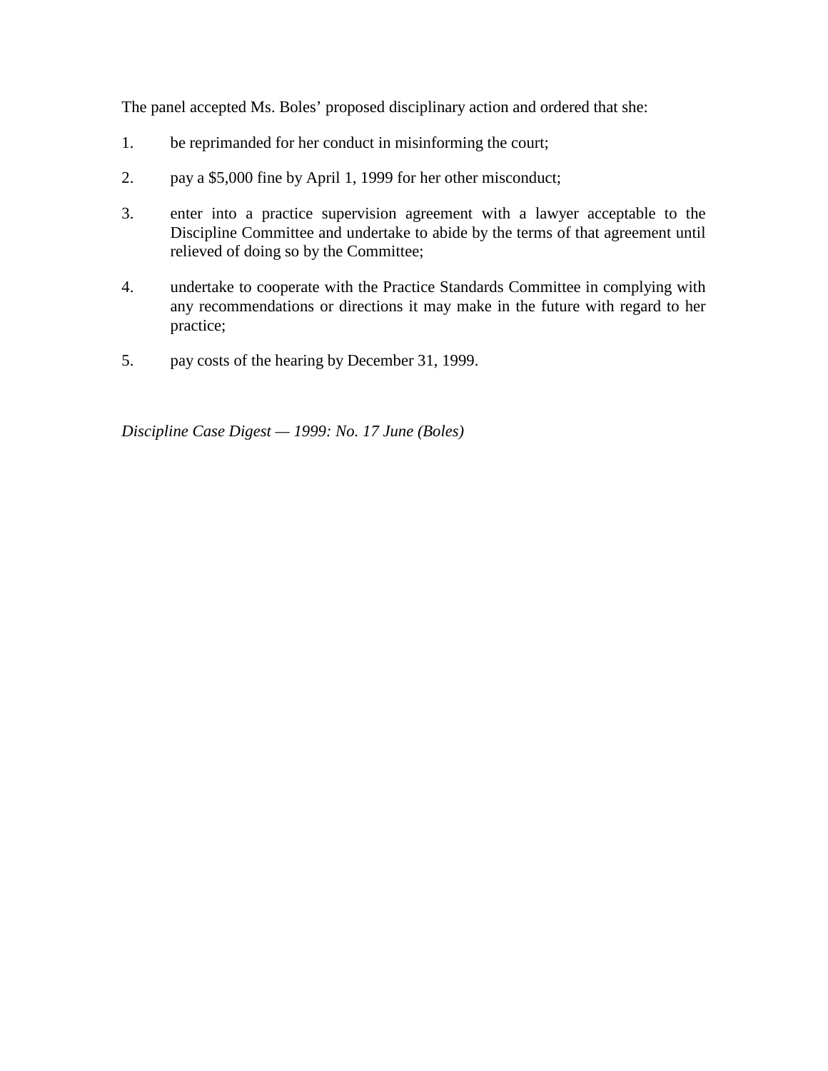The panel accepted Ms. Boles' proposed disciplinary action and ordered that she:

1. be reprimanded for her conduct in misinforming the court;

2. pay a $5,000 fine by April 1, 1999 for her other misconduct;

3. enter into a practice supervision agreement with a lawyer acceptable to the Discipline Committee and undertake to abide by the terms of that agreement until relieved of doing so by the Committee;

4. undertake to cooperate with the Practice Standards Committee in complying with any recommendations or directions it may make in the future with regard to her practice;

5. pay costs of the hearing by December 31, 1999.

*Discipline Case Digest — 1999: No. 17 June (Boles)*